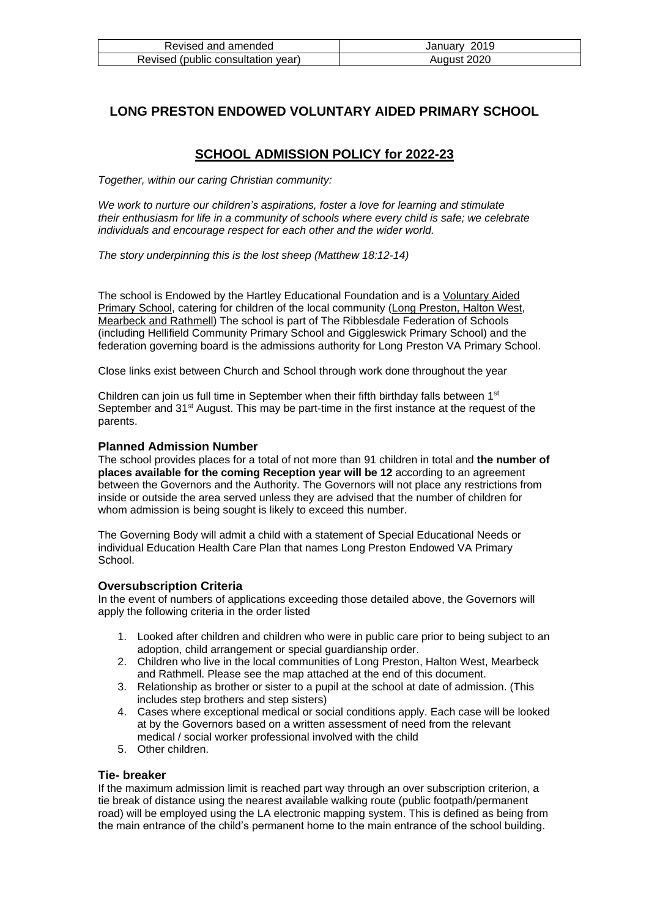| Revised and amended | January 2019 |
| --- | --- |
| Revised (public consultation year) | August 2020 |

# LONG PRESTON ENDOWED VOLUNTARY AIDED PRIMARY SCHOOL

## SCHOOL ADMISSION POLICY for 2022-23

*Together, within our caring Christian community:*

*We work to nurture our children's aspirations, foster a love for learning and stimulate their enthusiasm for life in a community of schools where every child is safe; we celebrate individuals and encourage respect for each other and the wider world.*

*The story underpinning this is the lost sheep (Matthew 18:12-14)*

The school is Endowed by the Hartley Educational Foundation and is a Voluntary Aided Primary School, catering for children of the local community (Long Preston, Halton West, Mearbeck and Rathmell) The school is part of The Ribblesdale Federation of Schools (including Hellifield Community Primary School and Giggleswick Primary School) and the federation governing board is the admissions authority for Long Preston VA Primary School.

Close links exist between Church and School through work done throughout the year

Children can join us full time in September when their fifth birthday falls between 1st September and 31st August. This may be part-time in the first instance at the request of the parents.

### Planned Admission Number

The school provides places for a total of not more than 91 children in total and **the number of places available for the coming Reception year will be 12** according to an agreement between the Governors and the Authority. The Governors will not place any restrictions from inside or outside the area served unless they are advised that the number of children for whom admission is being sought is likely to exceed this number.

The Governing Body will admit a child with a statement of Special Educational Needs or individual Education Health Care Plan that names Long Preston Endowed VA Primary School.

### Oversubscription Criteria

In the event of numbers of applications exceeding those detailed above, the Governors will apply the following criteria in the order listed

1. Looked after children and children who were in public care prior to being subject to an adoption, child arrangement or special guardianship order.
2. Children who live in the local communities of Long Preston, Halton West, Mearbeck and Rathmell. Please see the map attached at the end of this document.
3. Relationship as brother or sister to a pupil at the school at date of admission. (This includes step brothers and step sisters)
4. Cases where exceptional medical or social conditions apply. Each case will be looked at by the Governors based on a written assessment of need from the relevant medical / social worker professional involved with the child
5. Other children.

### Tie- breaker

If the maximum admission limit is reached part way through an over subscription criterion, a tie break of distance using the nearest available walking route (public footpath/permanent road) will be employed using the LA electronic mapping system. This is defined as being from the main entrance of the child's permanent home to the main entrance of the school building.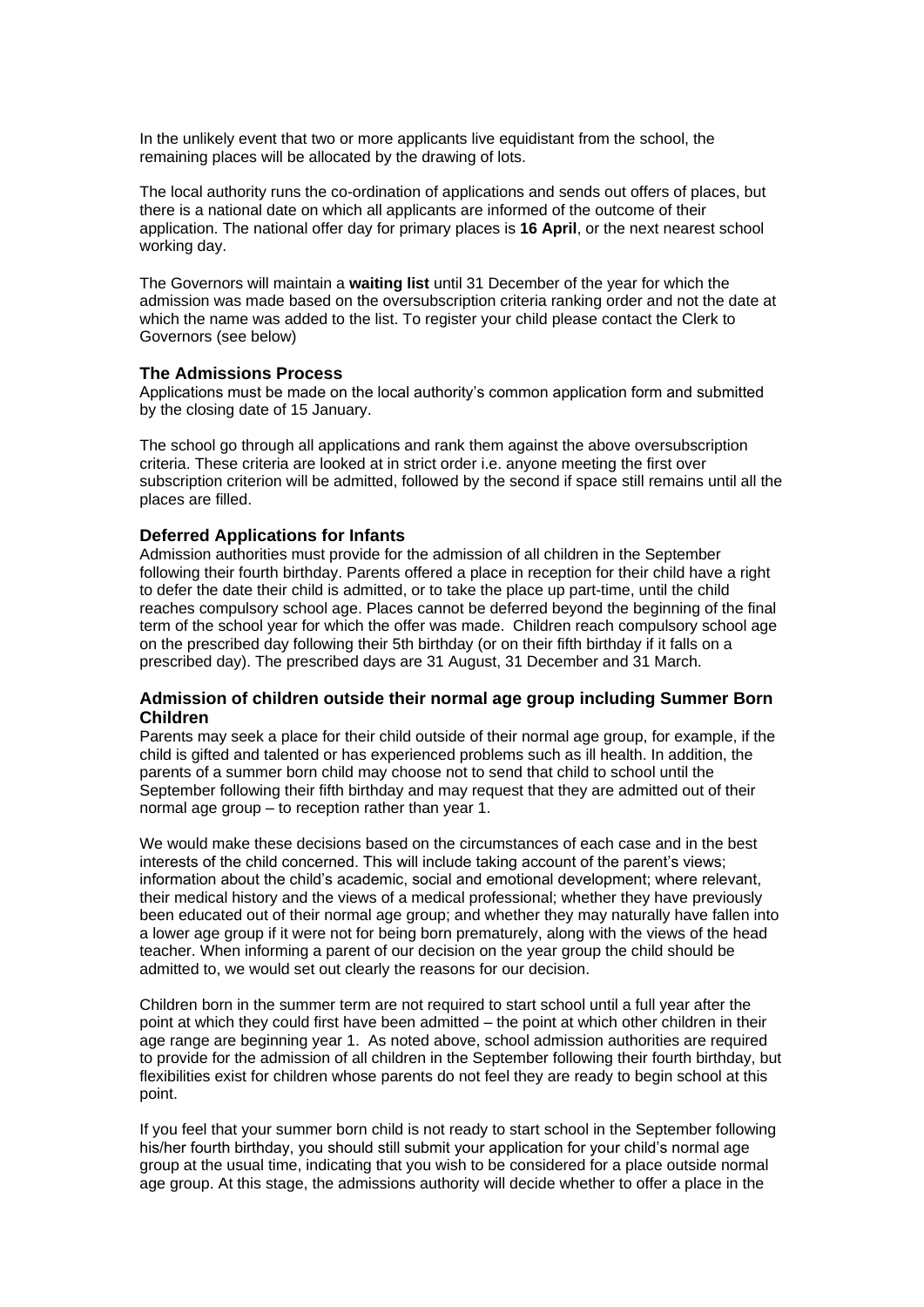In the unlikely event that two or more applicants live equidistant from the school, the remaining places will be allocated by the drawing of lots.

The local authority runs the co-ordination of applications and sends out offers of places, but there is a national date on which all applicants are informed of the outcome of their application. The national offer day for primary places is **16 April**, or the next nearest school working day.

The Governors will maintain a **waiting list** until 31 December of the year for which the admission was made based on the oversubscription criteria ranking order and not the date at which the name was added to the list. To register your child please contact the Clerk to Governors (see below)

### The Admissions Process

Applications must be made on the local authority's common application form and submitted by the closing date of 15 January.

The school go through all applications and rank them against the above oversubscription criteria. These criteria are looked at in strict order i.e. anyone meeting the first over subscription criterion will be admitted, followed by the second if space still remains until all the places are filled.

### Deferred Applications for Infants

Admission authorities must provide for the admission of all children in the September following their fourth birthday. Parents offered a place in reception for their child have a right to defer the date their child is admitted, or to take the place up part-time, until the child reaches compulsory school age. Places cannot be deferred beyond the beginning of the final term of the school year for which the offer was made. Children reach compulsory school age on the prescribed day following their 5th birthday (or on their fifth birthday if it falls on a prescribed day). The prescribed days are 31 August, 31 December and 31 March.

### Admission of children outside their normal age group including Summer Born Children

Parents may seek a place for their child outside of their normal age group, for example, if the child is gifted and talented or has experienced problems such as ill health. In addition, the parents of a summer born child may choose not to send that child to school until the September following their fifth birthday and may request that they are admitted out of their normal age group – to reception rather than year 1.

We would make these decisions based on the circumstances of each case and in the best interests of the child concerned. This will include taking account of the parent's views; information about the child's academic, social and emotional development; where relevant, their medical history and the views of a medical professional; whether they have previously been educated out of their normal age group; and whether they may naturally have fallen into a lower age group if it were not for being born prematurely, along with the views of the head teacher. When informing a parent of our decision on the year group the child should be admitted to, we would set out clearly the reasons for our decision.

Children born in the summer term are not required to start school until a full year after the point at which they could first have been admitted – the point at which other children in their age range are beginning year 1. As noted above, school admission authorities are required to provide for the admission of all children in the September following their fourth birthday, but flexibilities exist for children whose parents do not feel they are ready to begin school at this point.

If you feel that your summer born child is not ready to start school in the September following his/her fourth birthday, you should still submit your application for your child's normal age group at the usual time, indicating that you wish to be considered for a place outside normal age group. At this stage, the admissions authority will decide whether to offer a place in the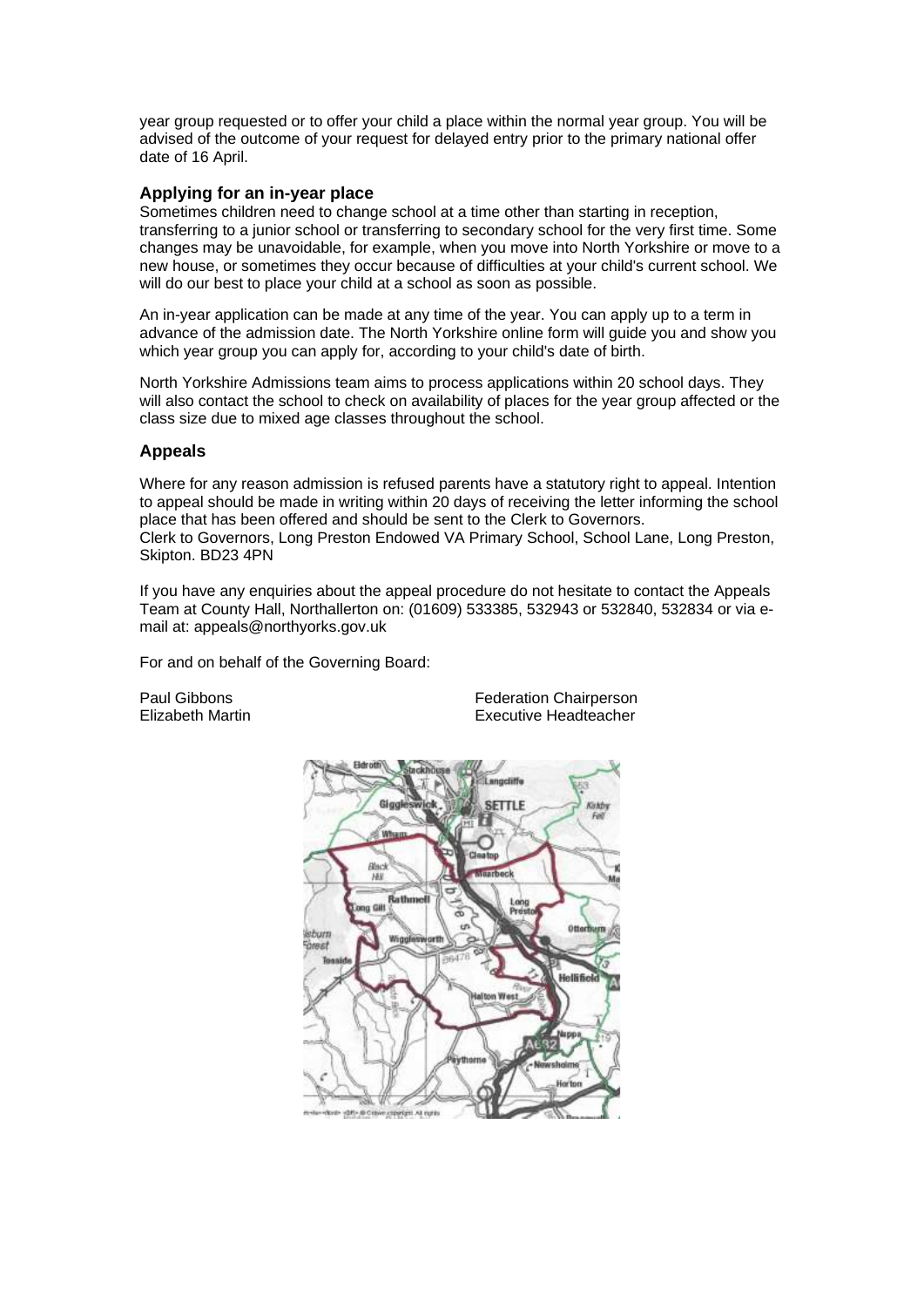year group requested or to offer your child a place within the normal year group. You will be advised of the outcome of your request for delayed entry prior to the primary national offer date of 16 April.

### Applying for an in-year place

Sometimes children need to change school at a time other than starting in reception, transferring to a junior school or transferring to secondary school for the very first time. Some changes may be unavoidable, for example, when you move into North Yorkshire or move to a new house, or sometimes they occur because of difficulties at your child's current school. We will do our best to place your child at a school as soon as possible.

An in-year application can be made at any time of the year. You can apply up to a term in advance of the admission date. The North Yorkshire online form will guide you and show you which year group you can apply for, according to your child's date of birth.

North Yorkshire Admissions team aims to process applications within 20 school days. They will also contact the school to check on availability of places for the year group affected or the class size due to mixed age classes throughout the school.

### Appeals

Where for any reason admission is refused parents have a statutory right to appeal. Intention to appeal should be made in writing within 20 days of receiving the letter informing the school place that has been offered and should be sent to the Clerk to Governors.
Clerk to Governors, Long Preston Endowed VA Primary School, School Lane, Long Preston, Skipton. BD23 4PN

If you have any enquiries about the appeal procedure do not hesitate to contact the Appeals Team at County Hall, Northallerton on: (01609) 533385, 532943 or 532840, 532834 or via e-mail at: appeals@northyorks.gov.uk

For and on behalf of the Governing Board:

Paul Gibbons — Federation Chairperson
Elizabeth Martin — Executive Headteacher